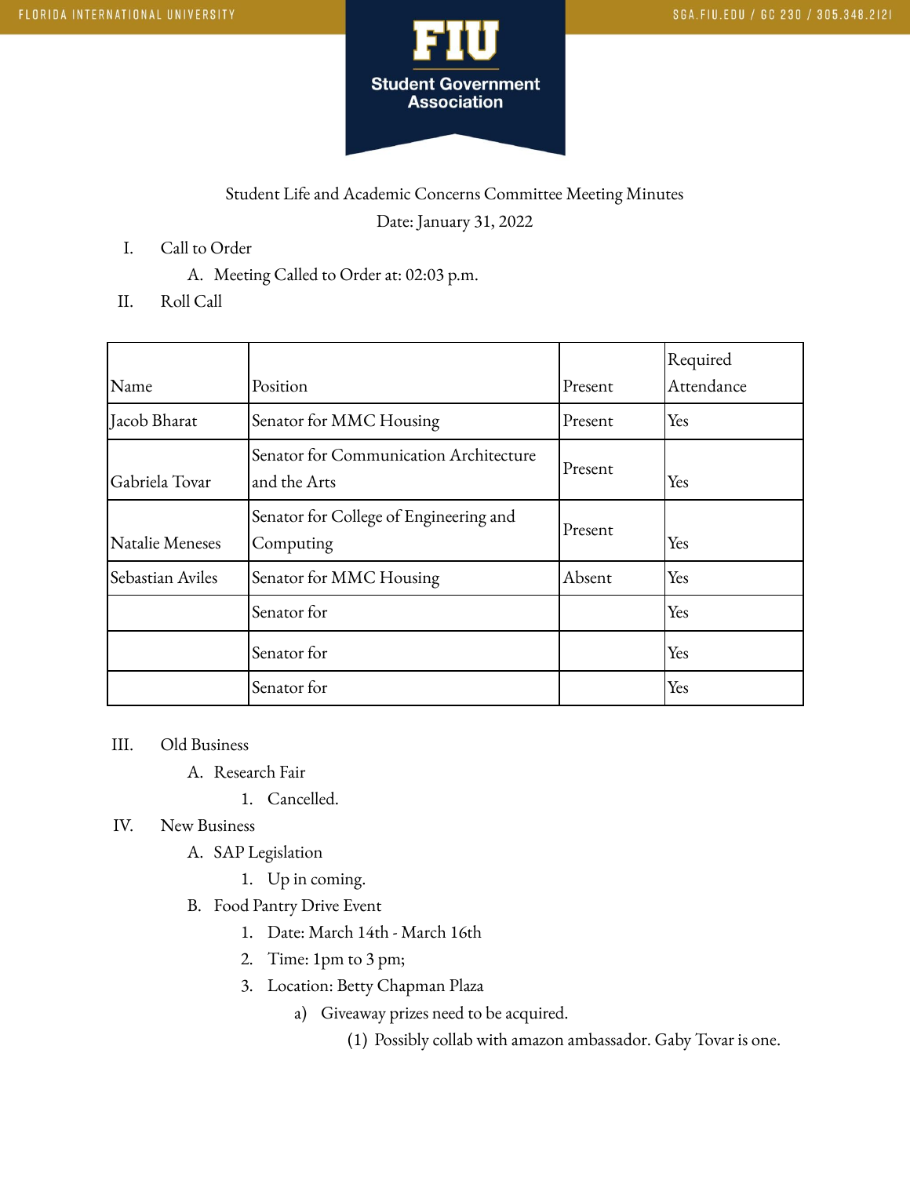Student Life and Academic Concerns Committee Meeting Minutes

Date: January 31, 2022

I. Call to Order
   A. Meeting Called to Order at: 02:03 p.m.

II. Roll Call

| Name | Position | Present | Required Attendance |
|---|---|---|---|
| Jacob Bharat | Senator for MMC Housing | Present | Yes |
| Gabriela Tovar | Senator for Communication Architecture and the Arts | Present | Yes |
| Natalie Meneses | Senator for College of Engineering and Computing | Present | Yes |
| Sebastian Aviles | Senator for MMC Housing | Absent | Yes |
| | Senator for | | Yes |
| | Senator for | | Yes |
| | Senator for | | Yes |

III. Old Business
   A. Research Fair
      1. Cancelled.

IV. New Business
   A. SAP Legislation
      1. Up in coming.
   B. Food Pantry Drive Event
      1. Date: March 14th - March 16th
      2. Time: 1pm to 3 pm;
      3. Location: Betty Chapman Plaza
         a) Giveaway prizes need to be acquired.
            (1) Possibly collab with amazon ambassador. Gaby Tovar is one.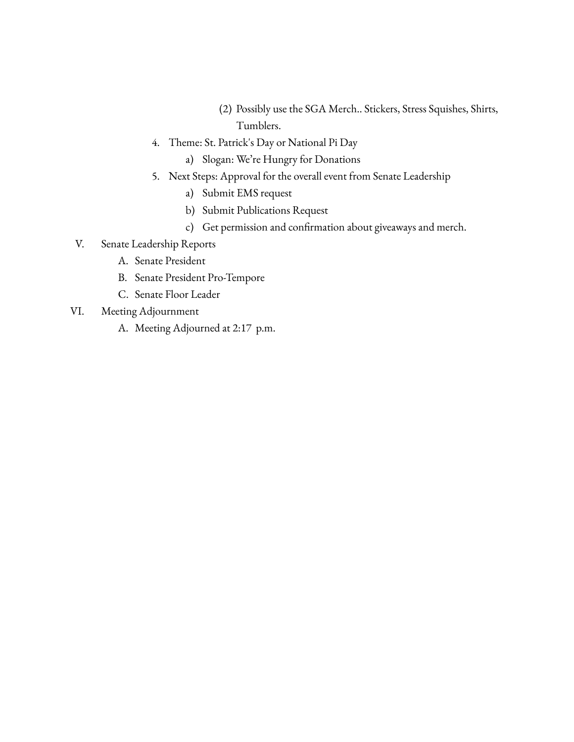(2) Possibly use the SGA Merch.. Stickers, Stress Squishes, Shirts, Tumblers.

    4. Theme: St. Patrick's Day or National Pi Day
        a) Slogan: We're Hungry for Donations
    5. Next Steps: Approval for the overall event from Senate Leadership
        a) Submit EMS request
        b) Submit Publications Request
        c) Get permission and confirmation about giveaways and merch.

V. Senate Leadership Reports
    A. Senate President
    B. Senate President Pro-Tempore
    C. Senate Floor Leader

VI. Meeting Adjournment
    A. Meeting Adjourned at 2:17 p.m.